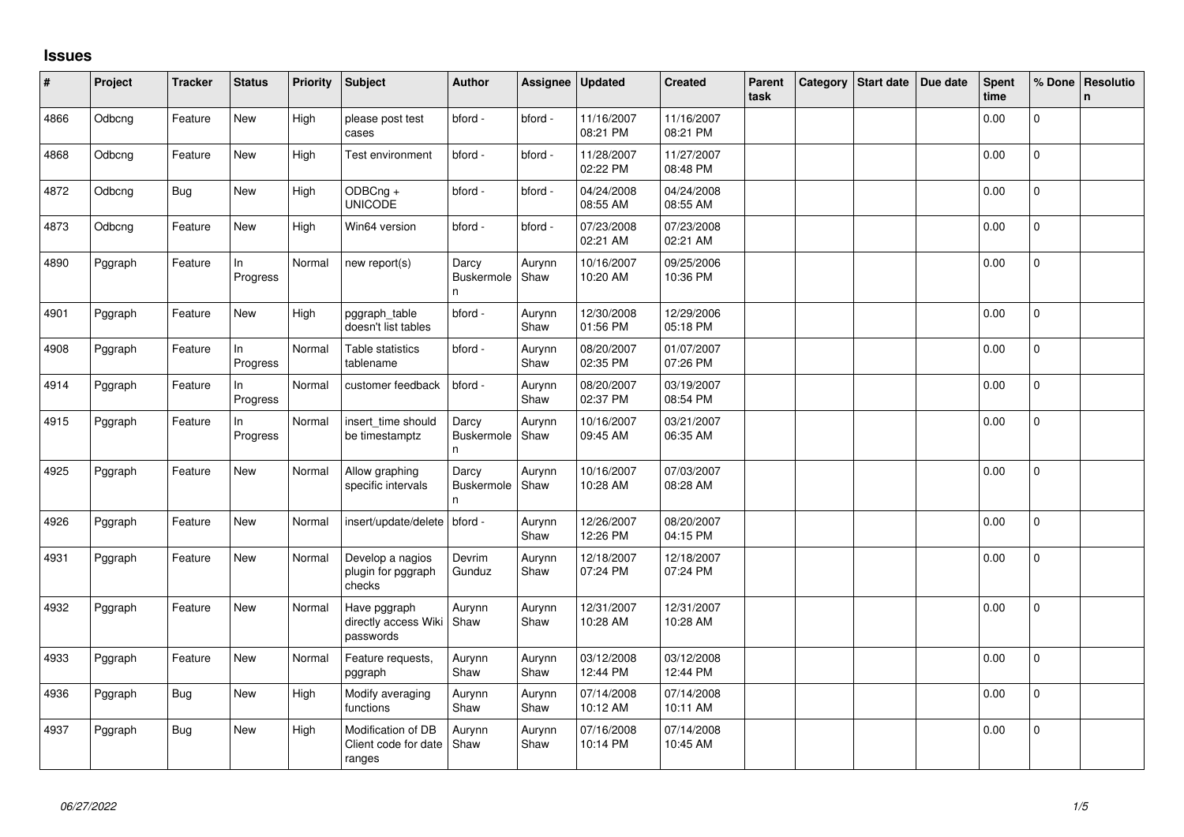# Issues

| # | Project | Tracker | Status | Priority | Subject | Author | Assignee | Updated | Created | Parent task | Category | Start date | Due date | Spent time | % Done | Resolution |
|---|---|---|---|---|---|---|---|---|---|---|---|---|---|---|---|---|
| 4866 | Odbcng | Feature | New | High | please post test cases | bford - | bford - | 11/16/2007 08:21 PM | 11/16/2007 08:21 PM | | | | | 0.00 | 0 | |
| 4868 | Odbcng | Feature | New | High | Test environment | bford - | bford - | 11/28/2007 02:22 PM | 11/27/2007 08:48 PM | | | | | 0.00 | 0 | |
| 4872 | Odbcng | Bug | New | High | ODBCng + UNICODE | bford - | bford - | 04/24/2008 08:55 AM | 04/24/2008 08:55 AM | | | | | 0.00 | 0 | |
| 4873 | Odbcng | Feature | New | High | Win64 version | bford - | bford - | 07/23/2008 02:21 AM | 07/23/2008 02:21 AM | | | | | 0.00 | 0 | |
| 4890 | Pggraph | Feature | In Progress | Normal | new report(s) | Darcy Buskermolen | Aurynn Shaw | 10/16/2007 10:20 AM | 09/25/2006 10:36 PM | | | | | 0.00 | 0 | |
| 4901 | Pggraph | Feature | New | High | pggraph_table doesn't list tables | bford - | Aurynn Shaw | 12/30/2008 01:56 PM | 12/29/2006 05:18 PM | | | | | 0.00 | 0 | |
| 4908 | Pggraph | Feature | In Progress | Normal | Table statistics tablename | bford - | Aurynn Shaw | 08/20/2007 02:35 PM | 01/07/2007 07:26 PM | | | | | 0.00 | 0 | |
| 4914 | Pggraph | Feature | In Progress | Normal | customer feedback | bford - | Aurynn Shaw | 08/20/2007 02:37 PM | 03/19/2007 08:54 PM | | | | | 0.00 | 0 | |
| 4915 | Pggraph | Feature | In Progress | Normal | insert_time should be timestamptz | Darcy Buskermolen | Aurynn Shaw | 10/16/2007 09:45 AM | 03/21/2007 06:35 AM | | | | | 0.00 | 0 | |
| 4925 | Pggraph | Feature | New | Normal | Allow graphing specific intervals | Darcy Buskermolen | Aurynn Shaw | 10/16/2007 10:28 AM | 07/03/2007 08:28 AM | | | | | 0.00 | 0 | |
| 4926 | Pggraph | Feature | New | Normal | insert/update/delete | bford - | Aurynn Shaw | 12/26/2007 12:26 PM | 08/20/2007 04:15 PM | | | | | 0.00 | 0 | |
| 4931 | Pggraph | Feature | New | Normal | Develop a nagios plugin for pggraph checks | Devrim Gunduz | Aurynn Shaw | 12/18/2007 07:24 PM | 12/18/2007 07:24 PM | | | | | 0.00 | 0 | |
| 4932 | Pggraph | Feature | New | Normal | Have pggraph directly access Wiki passwords | Aurynn Shaw | Aurynn Shaw | 12/31/2007 10:28 AM | 12/31/2007 10:28 AM | | | | | 0.00 | 0 | |
| 4933 | Pggraph | Feature | New | Normal | Feature requests, pggraph | Aurynn Shaw | Aurynn Shaw | 03/12/2008 12:44 PM | 03/12/2008 12:44 PM | | | | | 0.00 | 0 | |
| 4936 | Pggraph | Bug | New | High | Modify averaging functions | Aurynn Shaw | Aurynn Shaw | 07/14/2008 10:12 AM | 07/14/2008 10:11 AM | | | | | 0.00 | 0 | |
| 4937 | Pggraph | Bug | New | High | Modification of DB Client code for date ranges | Aurynn Shaw | Aurynn Shaw | 07/16/2008 10:14 PM | 07/14/2008 10:45 AM | | | | | 0.00 | 0 | |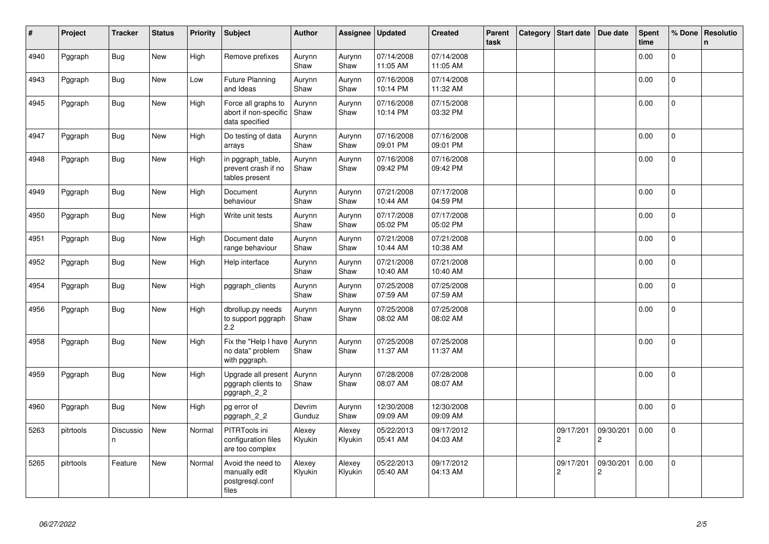| # | Project | Tracker | Status | Priority | Subject | Author | Assignee | Updated | Created | Parent task | Category | Start date | Due date | Spent time | % Done | Resolution |
|---|---|---|---|---|---|---|---|---|---|---|---|---|---|---|---|---|
| 4940 | Pggraph | Bug | New | High | Remove prefixes | Aurynn Shaw | Aurynn Shaw | 07/14/2008 11:05 AM | 07/14/2008 11:05 AM | | | | | 0.00 | 0 | |
| 4943 | Pggraph | Bug | New | Low | Future Planning and Ideas | Aurynn Shaw | Aurynn Shaw | 07/16/2008 10:14 PM | 07/14/2008 11:32 AM | | | | | 0.00 | 0 | |
| 4945 | Pggraph | Bug | New | High | Force all graphs to abort if non-specific data specified | Aurynn Shaw | Aurynn Shaw | 07/16/2008 10:14 PM | 07/15/2008 03:32 PM | | | | | 0.00 | 0 | |
| 4947 | Pggraph | Bug | New | High | Do testing of data arrays | Aurynn Shaw | Aurynn Shaw | 07/16/2008 09:01 PM | 07/16/2008 09:01 PM | | | | | 0.00 | 0 | |
| 4948 | Pggraph | Bug | New | High | in pggraph_table, prevent crash if no tables present | Aurynn Shaw | Aurynn Shaw | 07/16/2008 09:42 PM | 07/16/2008 09:42 PM | | | | | 0.00 | 0 | |
| 4949 | Pggraph | Bug | New | High | Document behaviour | Aurynn Shaw | Aurynn Shaw | 07/21/2008 10:44 AM | 07/17/2008 04:59 PM | | | | | 0.00 | 0 | |
| 4950 | Pggraph | Bug | New | High | Write unit tests | Aurynn Shaw | Aurynn Shaw | 07/17/2008 05:02 PM | 07/17/2008 05:02 PM | | | | | 0.00 | 0 | |
| 4951 | Pggraph | Bug | New | High | Document date range behaviour | Aurynn Shaw | Aurynn Shaw | 07/21/2008 10:44 AM | 07/21/2008 10:38 AM | | | | | 0.00 | 0 | |
| 4952 | Pggraph | Bug | New | High | Help interface | Aurynn Shaw | Aurynn Shaw | 07/21/2008 10:40 AM | 07/21/2008 10:40 AM | | | | | 0.00 | 0 | |
| 4954 | Pggraph | Bug | New | High | pggraph_clients | Aurynn Shaw | Aurynn Shaw | 07/25/2008 07:59 AM | 07/25/2008 07:59 AM | | | | | 0.00 | 0 | |
| 4956 | Pggraph | Bug | New | High | dbrollup.py needs to support pggraph 2.2 | Aurynn Shaw | Aurynn Shaw | 07/25/2008 08:02 AM | 07/25/2008 08:02 AM | | | | | 0.00 | 0 | |
| 4958 | Pggraph | Bug | New | High | Fix the "Help I have no data" problem with pggraph. | Aurynn Shaw | Aurynn Shaw | 07/25/2008 11:37 AM | 07/25/2008 11:37 AM | | | | | 0.00 | 0 | |
| 4959 | Pggraph | Bug | New | High | Upgrade all present pggraph clients to pggraph_2_2 | Aurynn Shaw | Aurynn Shaw | 07/28/2008 08:07 AM | 07/28/2008 08:07 AM | | | | | 0.00 | 0 | |
| 4960 | Pggraph | Bug | New | High | pg error of pggraph_2_2 | Devrim Gunduz | Aurynn Shaw | 12/30/2008 09:09 AM | 12/30/2008 09:09 AM | | | | | 0.00 | 0 | |
| 5263 | pitrtools | Discussion | New | Normal | PITRTools ini configuration files are too complex | Alexey Klyukin | Alexey Klyukin | 05/22/2013 05:41 AM | 09/17/2012 04:03 AM | | | 09/17/2012 | 09/30/2012 | 0.00 | 0 | |
| 5265 | pitrtools | Feature | New | Normal | Avoid the need to manually edit postgresql.conf files | Alexey Klyukin | Alexey Klyukin | 05/22/2013 05:40 AM | 09/17/2012 04:13 AM | | | 09/17/2012 | 09/30/2012 | 0.00 | 0 | |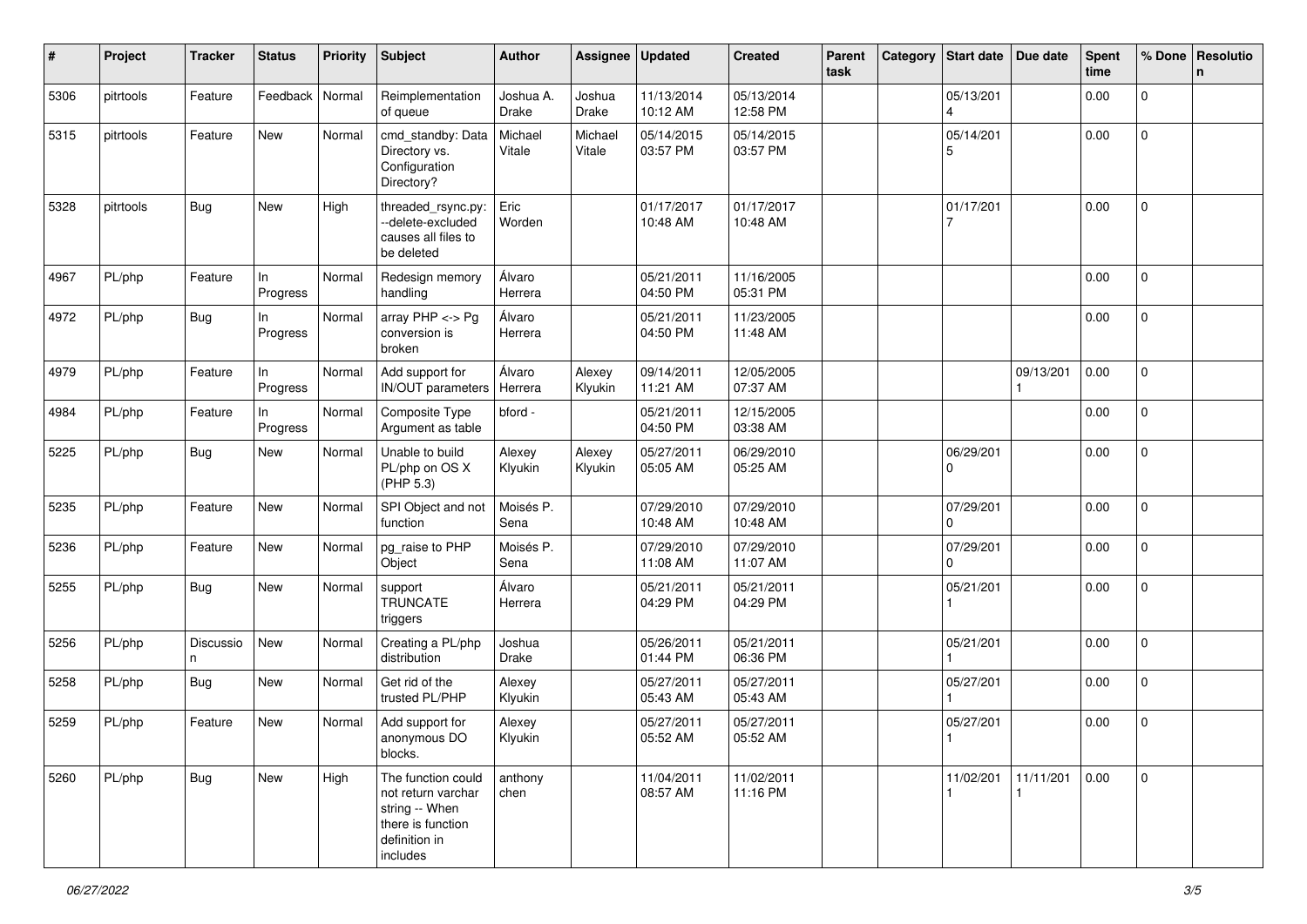| # | Project | Tracker | Status | Priority | Subject | Author | Assignee | Updated | Created | Parent task | Category | Start date | Due date | Spent time | % Done | Resolution |
|---|---|---|---|---|---|---|---|---|---|---|---|---|---|---|---|---|
| 5306 | pitrtools | Feature | Feedback | Normal | Reimplementation of queue | Joshua A. Drake | Joshua Drake | 11/13/2014 10:12 AM | 05/13/2014 12:58 PM | | | 05/13/2014 | | 0.00 | 0 | |
| 5315 | pitrtools | Feature | New | Normal | cmd_standby: Data Directory vs. Configuration Directory? | Michael Vitale | Michael Vitale | 05/14/2015 03:57 PM | 05/14/2015 03:57 PM | | | 05/14/2015 | | 0.00 | 0 | |
| 5328 | pitrtools | Bug | New | High | threaded_rsync.py: --delete-excluded causes all files to be deleted | Eric Worden | | 01/17/2017 10:48 AM | 01/17/2017 10:48 AM | | | 01/17/2017 | | 0.00 | 0 | |
| 4967 | PL/php | Feature | In Progress | Normal | Redesign memory handling | Álvaro Herrera | | 05/21/2011 04:50 PM | 11/16/2005 05:31 PM | | | | | 0.00 | 0 | |
| 4972 | PL/php | Bug | In Progress | Normal | array PHP <-> Pg conversion is broken | Álvaro Herrera | | 05/21/2011 04:50 PM | 11/23/2005 11:48 AM | | | | | 0.00 | 0 | |
| 4979 | PL/php | Feature | In Progress | Normal | Add support for IN/OUT parameters | Álvaro Herrera | Alexey Klyukin | 09/14/2011 11:21 AM | 12/05/2005 07:37 AM | | | | 09/13/2011 | 0.00 | 0 | |
| 4984 | PL/php | Feature | In Progress | Normal | Composite Type Argument as table | bford - | | 05/21/2011 04:50 PM | 12/15/2005 03:38 AM | | | | | 0.00 | 0 | |
| 5225 | PL/php | Bug | New | Normal | Unable to build PL/php on OS X (PHP 5.3) | Alexey Klyukin | Alexey Klyukin | 05/27/2011 05:05 AM | 06/29/2010 05:25 AM | | | 06/29/2010 | | 0.00 | 0 | |
| 5235 | PL/php | Feature | New | Normal | SPI Object and not function | Moisés P. Sena | | 07/29/2010 10:48 AM | 07/29/2010 10:48 AM | | | 07/29/2010 | | 0.00 | 0 | |
| 5236 | PL/php | Feature | New | Normal | pg_raise to PHP Object | Moisés P. Sena | | 07/29/2010 11:08 AM | 07/29/2010 11:07 AM | | | 07/29/2010 | | 0.00 | 0 | |
| 5255 | PL/php | Bug | New | Normal | support TRUNCATE triggers | Álvaro Herrera | | 05/21/2011 04:29 PM | 05/21/2011 04:29 PM | | | 05/21/2011 | | 0.00 | 0 | |
| 5256 | PL/php | Discussion | New | Normal | Creating a PL/php distribution | Joshua Drake | | 05/26/2011 01:44 PM | 05/21/2011 06:36 PM | | | 05/21/2011 | | 0.00 | 0 | |
| 5258 | PL/php | Bug | New | Normal | Get rid of the trusted PL/PHP | Alexey Klyukin | | 05/27/2011 05:43 AM | 05/27/2011 05:43 AM | | | 05/27/2011 | | 0.00 | 0 | |
| 5259 | PL/php | Feature | New | Normal | Add support for anonymous DO blocks. | Alexey Klyukin | | 05/27/2011 05:52 AM | 05/27/2011 05:52 AM | | | 05/27/2011 | | 0.00 | 0 | |
| 5260 | PL/php | Bug | New | High | The function could not return varchar string -- When there is function definition in includes | anthony chen | | 11/04/2011 08:57 AM | 11/02/2011 11:16 PM | | | 11/02/2011 | 11/11/2011 | 0.00 | 0 | |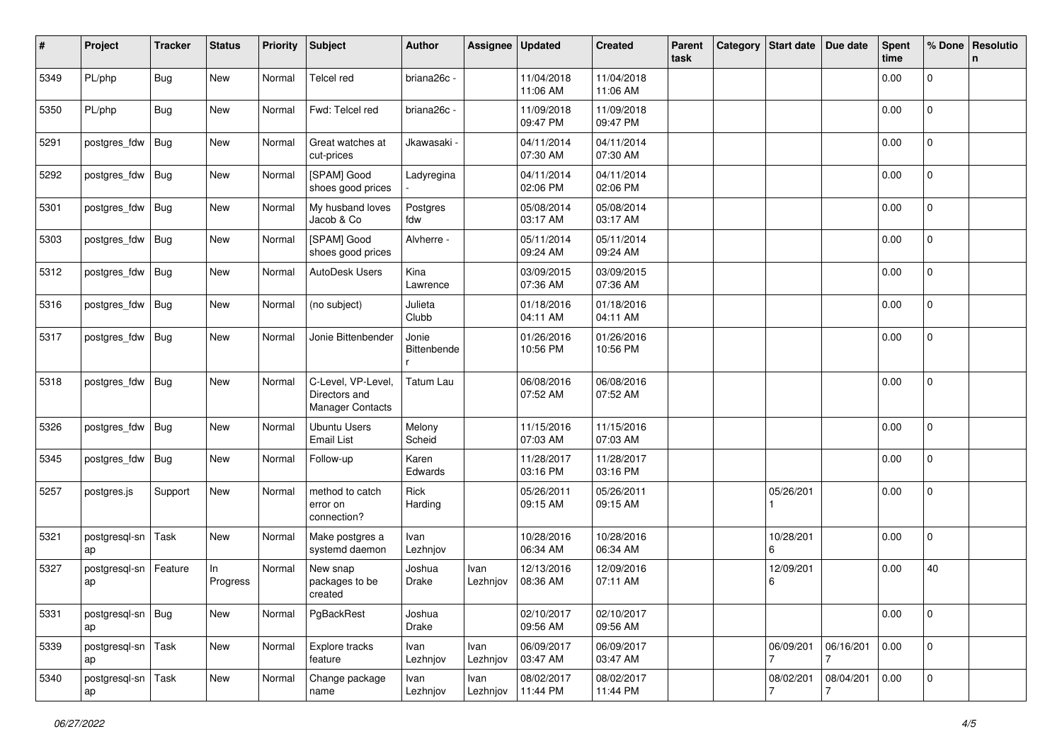| # | Project | Tracker | Status | Priority | Subject | Author | Assignee | Updated | Created | Parent task | Category | Start date | Due date | Spent time | % Done | Resolution |
|---|---|---|---|---|---|---|---|---|---|---|---|---|---|---|---|---|
| 5349 | PL/php | Bug | New | Normal | Telcel red | briana26c - | | 11/04/2018 11:06 AM | 11/04/2018 11:06 AM | | | | | 0.00 | 0 | |
| 5350 | PL/php | Bug | New | Normal | Fwd: Telcel red | briana26c - | | 11/09/2018 09:47 PM | 11/09/2018 09:47 PM | | | | | 0.00 | 0 | |
| 5291 | postgres_fdw | Bug | New | Normal | Great watches at cut-prices | Jkawasaki - | | 04/11/2014 07:30 AM | 04/11/2014 07:30 AM | | | | | 0.00 | 0 | |
| 5292 | postgres_fdw | Bug | New | Normal | [SPAM] Good shoes good prices | Ladyregina - | | 04/11/2014 02:06 PM | 04/11/2014 02:06 PM | | | | | 0.00 | 0 | |
| 5301 | postgres_fdw | Bug | New | Normal | My husband loves Jacob & Co | Postgres fdw | | 05/08/2014 03:17 AM | 05/08/2014 03:17 AM | | | | | 0.00 | 0 | |
| 5303 | postgres_fdw | Bug | New | Normal | [SPAM] Good shoes good prices | Alvherre - | | 05/11/2014 09:24 AM | 05/11/2014 09:24 AM | | | | | 0.00 | 0 | |
| 5312 | postgres_fdw | Bug | New | Normal | AutoDesk Users | Kina Lawrence | | 03/09/2015 07:36 AM | 03/09/2015 07:36 AM | | | | | 0.00 | 0 | |
| 5316 | postgres_fdw | Bug | New | Normal | (no subject) | Julieta Clubb | | 01/18/2016 04:11 AM | 01/18/2016 04:11 AM | | | | | 0.00 | 0 | |
| 5317 | postgres_fdw | Bug | New | Normal | Jonie Bittenbender | Jonie Bittenbender | | 01/26/2016 10:56 PM | 01/26/2016 10:56 PM | | | | | 0.00 | 0 | |
| 5318 | postgres_fdw | Bug | New | Normal | C-Level, VP-Level, Directors and Manager Contacts | Tatum Lau | | 06/08/2016 07:52 AM | 06/08/2016 07:52 AM | | | | | 0.00 | 0 | |
| 5326 | postgres_fdw | Bug | New | Normal | Ubuntu Users Email List | Melony Scheid | | 11/15/2016 07:03 AM | 11/15/2016 07:03 AM | | | | | 0.00 | 0 | |
| 5345 | postgres_fdw | Bug | New | Normal | Follow-up | Karen Edwards | | 11/28/2017 03:16 PM | 11/28/2017 03:16 PM | | | | | 0.00 | 0 | |
| 5257 | postgres.js | Support | New | Normal | method to catch error on connection? | Rick Harding | | 05/26/2011 09:15 AM | 05/26/2011 09:15 AM | | | 05/26/2011 | | 0.00 | 0 | |
| 5321 | postgresql-snap | Task | New | Normal | Make postgres a systemd daemon | Ivan Lezhnjov | | 10/28/2016 06:34 AM | 10/28/2016 06:34 AM | | | 10/28/2016 | | 0.00 | 0 | |
| 5327 | postgresql-snap | Feature | In Progress | Normal | New snap packages to be created | Joshua Drake | Ivan Lezhnjov | 12/13/2016 08:36 AM | 12/09/2016 07:11 AM | | | 12/09/2016 | | 0.00 | 40 | |
| 5331 | postgresql-snap | Bug | New | Normal | PgBackRest | Joshua Drake | | 02/10/2017 09:56 AM | 02/10/2017 09:56 AM | | | | | 0.00 | 0 | |
| 5339 | postgresql-snap | Task | New | Normal | Explore tracks feature | Ivan Lezhnjov | Ivan Lezhnjov | 06/09/2017 03:47 AM | 06/09/2017 03:47 AM | | | 06/09/2017 | 06/16/2017 | 0.00 | 0 | |
| 5340 | postgresql-snap | Task | New | Normal | Change package name | Ivan Lezhnjov | Ivan Lezhnjov | 08/02/2017 11:44 PM | 08/02/2017 11:44 PM | | | 08/02/2017 | 08/04/2017 | 0.00 | 0 | |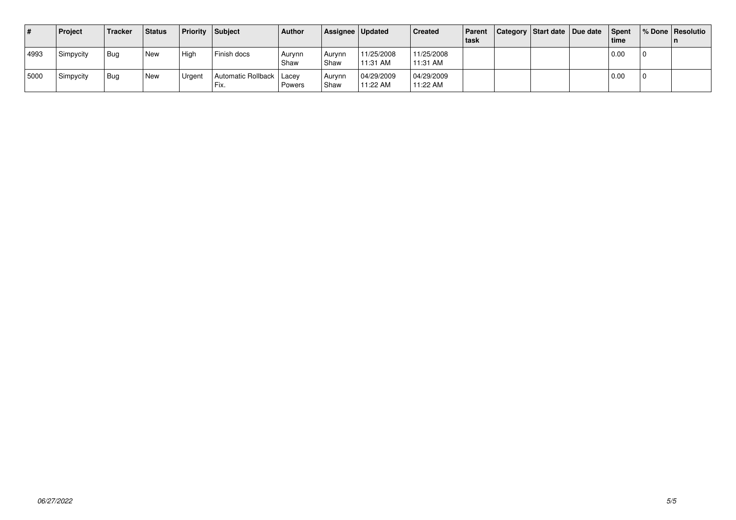| # | Project | Tracker | Status | Priority | Subject | Author | Assignee | Updated | Created | Parent task | Category | Start date | Due date | Spent time | % Done | Resolution |
|---|---|---|---|---|---|---|---|---|---|---|---|---|---|---|---|---|
| 4993 | Simpycity | Bug | New | High | Finish docs | Aurynn Shaw | Aurynn Shaw | 11/25/2008 11:31 AM | 11/25/2008 11:31 AM | | | | | 0.00 | 0 | |
| 5000 | Simpycity | Bug | New | Urgent | Automatic Rollback Fix. | Lacey Powers | Aurynn Shaw | 04/29/2009 11:22 AM | 04/29/2009 11:22 AM | | | | | 0.00 | 0 | |